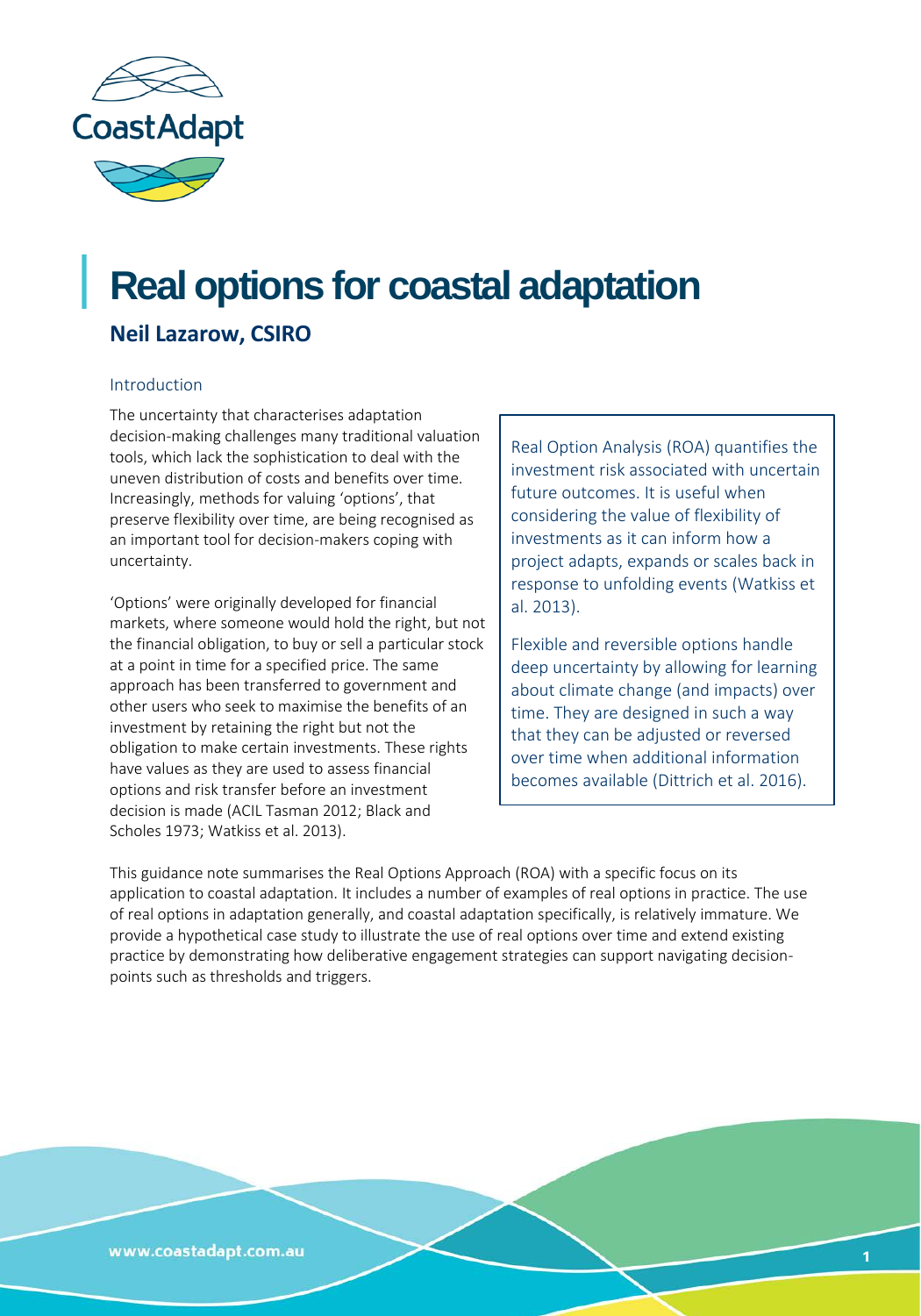# Real options for coastal adaptation

## Neil Lazarow, CSIRO

### Introduction

The uncertainty that characterises adaptation decision-making challenges many traditional valuation tools, which lack the sophistication to deal with the uneven distribution of costs and benefits over time. Increasingly, methods for valuing 'options', that preserve flexibility over time, are being recognised as an important tool for decision-makers coping with uncertainty.

'Options' were originally developed for financial markets, where someone would hold the right, but not the financial obligation, to buy or sell a particular stock at a point in time for a specified price. The same approach has been transferred to government and other users who seek to maximise the benefits of an investment by retaining the right but not the obligation to make certain investments. These rights have values as they are used to assess financial options and risk transfer before an investment decision is made (ACIL Tasman 2012; Black and Scholes 1973; Watkiss et al. 2013).

> Real Option Analysis (ROA) quantifies the investment risk associated with uncertain future outcomes. It is useful when considering the value of flexibility of investments as it can inform how a project adapts, expands or scales back in response to unfolding events (Watkiss et al. 2013).
>
> Flexible and reversible options handle deep uncertainty by allowing for learning about climate change (and impacts) over time. They are designed in such a way that they can be adjusted or reversed over time when additional information becomes available (Dittrich et al. 2016).

This guidance note summarises the Real Options Approach (ROA) with a specific focus on its application to coastal adaptation. It includes a number of examples of real options in practice. The use of real options in adaptation generally, and coastal adaptation specifically, is relatively immature. We provide a hypothetical case study to illustrate the use of real options over time and extend existing practice by demonstrating how deliberative engagement strategies can support navigating decision-points such as thresholds and triggers.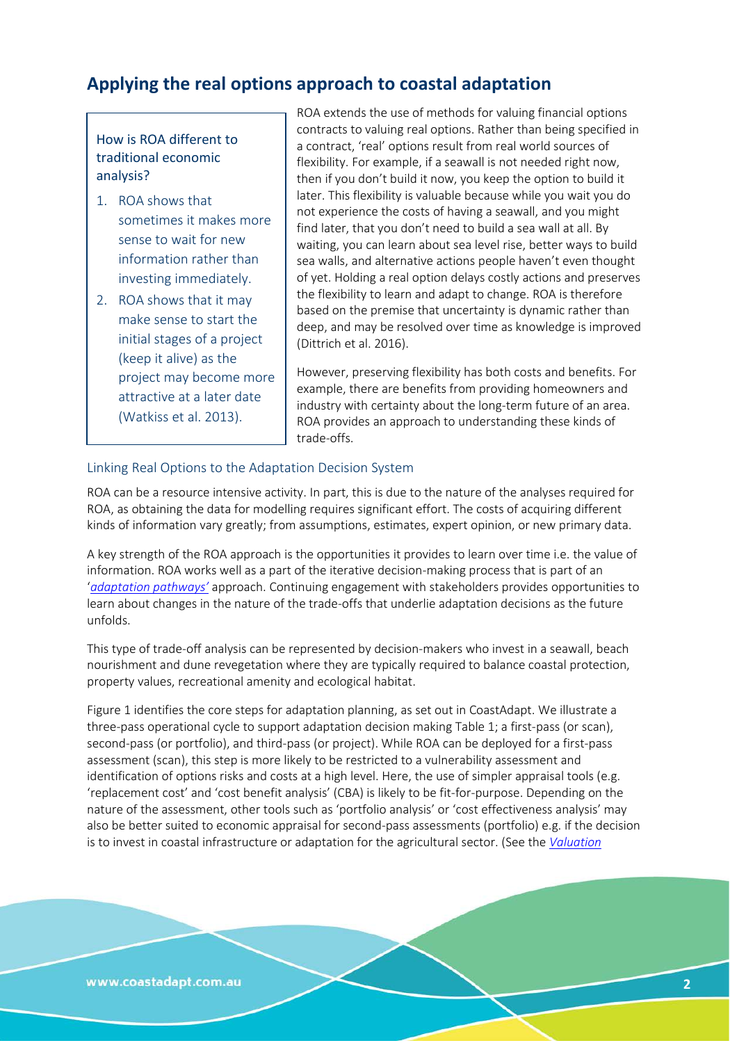## Applying the real options approach to coastal adaptation

> How is ROA different to traditional economic analysis?
>
> 1. ROA shows that sometimes it makes more sense to wait for new information rather than investing immediately.
> 2. ROA shows that it may make sense to start the initial stages of a project (keep it alive) as the project may become more attractive at a later date (Watkiss et al. 2013).

ROA extends the use of methods for valuing financial options contracts to valuing real options. Rather than being specified in a contract, 'real' options result from real world sources of flexibility. For example, if a seawall is not needed right now, then if you don't build it now, you keep the option to build it later. This flexibility is valuable because while you wait you do not experience the costs of having a seawall, and you might find later, that you don't need to build a sea wall at all. By waiting, you can learn about sea level rise, better ways to build sea walls, and alternative actions people haven't even thought of yet. Holding a real option delays costly actions and preserves the flexibility to learn and adapt to change. ROA is therefore based on the premise that uncertainty is dynamic rather than deep, and may be resolved over time as knowledge is improved (Dittrich et al. 2016).

However, preserving flexibility has both costs and benefits. For example, there are benefits from providing homeowners and industry with certainty about the long-term future of an area. ROA provides an approach to understanding these kinds of trade-offs.

### Linking Real Options to the Adaptation Decision System

ROA can be a resource intensive activity. In part, this is due to the nature of the analyses required for ROA, as obtaining the data for modelling requires significant effort. The costs of acquiring different kinds of information vary greatly; from assumptions, estimates, expert opinion, or new primary data.

A key strength of the ROA approach is the opportunities it provides to learn over time i.e. the value of information. ROA works well as a part of the iterative decision-making process that is part of an '*adaptation pathways'* approach. Continuing engagement with stakeholders provides opportunities to learn about changes in the nature of the trade-offs that underlie adaptation decisions as the future unfolds.

This type of trade-off analysis can be represented by decision-makers who invest in a seawall, beach nourishment and dune revegetation where they are typically required to balance coastal protection, property values, recreational amenity and ecological habitat.

Figure 1 identifies the core steps for adaptation planning, as set out in CoastAdapt. We illustrate a three-pass operational cycle to support adaptation decision making Table 1; a first-pass (or scan), second-pass (or portfolio), and third-pass (or project). While ROA can be deployed for a first-pass assessment (scan), this step is more likely to be restricted to a vulnerability assessment and identification of options risks and costs at a high level. Here, the use of simpler appraisal tools (e.g. 'replacement cost' and 'cost benefit analysis' (CBA) is likely to be fit-for-purpose. Depending on the nature of the assessment, other tools such as 'portfolio analysis' or 'cost effectiveness analysis' may also be better suited to economic appraisal for second-pass assessments (portfolio) e.g. if the decision is to invest in coastal infrastructure or adaptation for the agricultural sector. (See the *Valuation*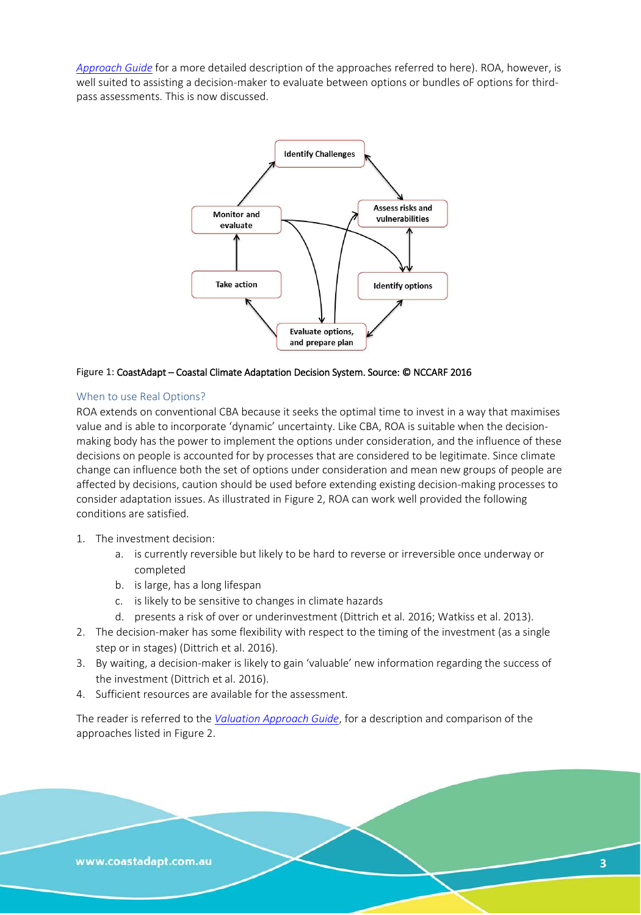Approach Guide for a more detailed description of the approaches referred to here). ROA, however, is well suited to assisting a decision-maker to evaluate between options or bundles oF options for third-pass assessments. This is now discussed.

Figure 1: CoastAdapt – Coastal Climate Adaptation Decision System. Source: © NCCARF 2016

## When to use Real Options?

ROA extends on conventional CBA because it seeks the optimal time to invest in a way that maximises value and is able to incorporate 'dynamic' uncertainty. Like CBA, ROA is suitable when the decision-making body has the power to implement the options under consideration, and the influence of these decisions on people is accounted for by processes that are considered to be legitimate. Since climate change can influence both the set of options under consideration and mean new groups of people are affected by decisions, caution should be used before extending existing decision-making processes to consider adaptation issues. As illustrated in Figure 2, ROA can work well provided the following conditions are satisfied.

1. The investment decision:
    a. is currently reversible but likely to be hard to reverse or irreversible once underway or completed
    b. is large, has a long lifespan
    c. is likely to be sensitive to changes in climate hazards
    d. presents a risk of over or underinvestment (Dittrich et al. 2016; Watkiss et al. 2013).
2. The decision-maker has some flexibility with respect to the timing of the investment (as a single step or in stages) (Dittrich et al. 2016).
3. By waiting, a decision-maker is likely to gain 'valuable' new information regarding the success of the investment (Dittrich et al. 2016).
4. Sufficient resources are available for the assessment.

The reader is referred to the *Valuation Approach Guide*, for a description and comparison of the approaches listed in Figure 2.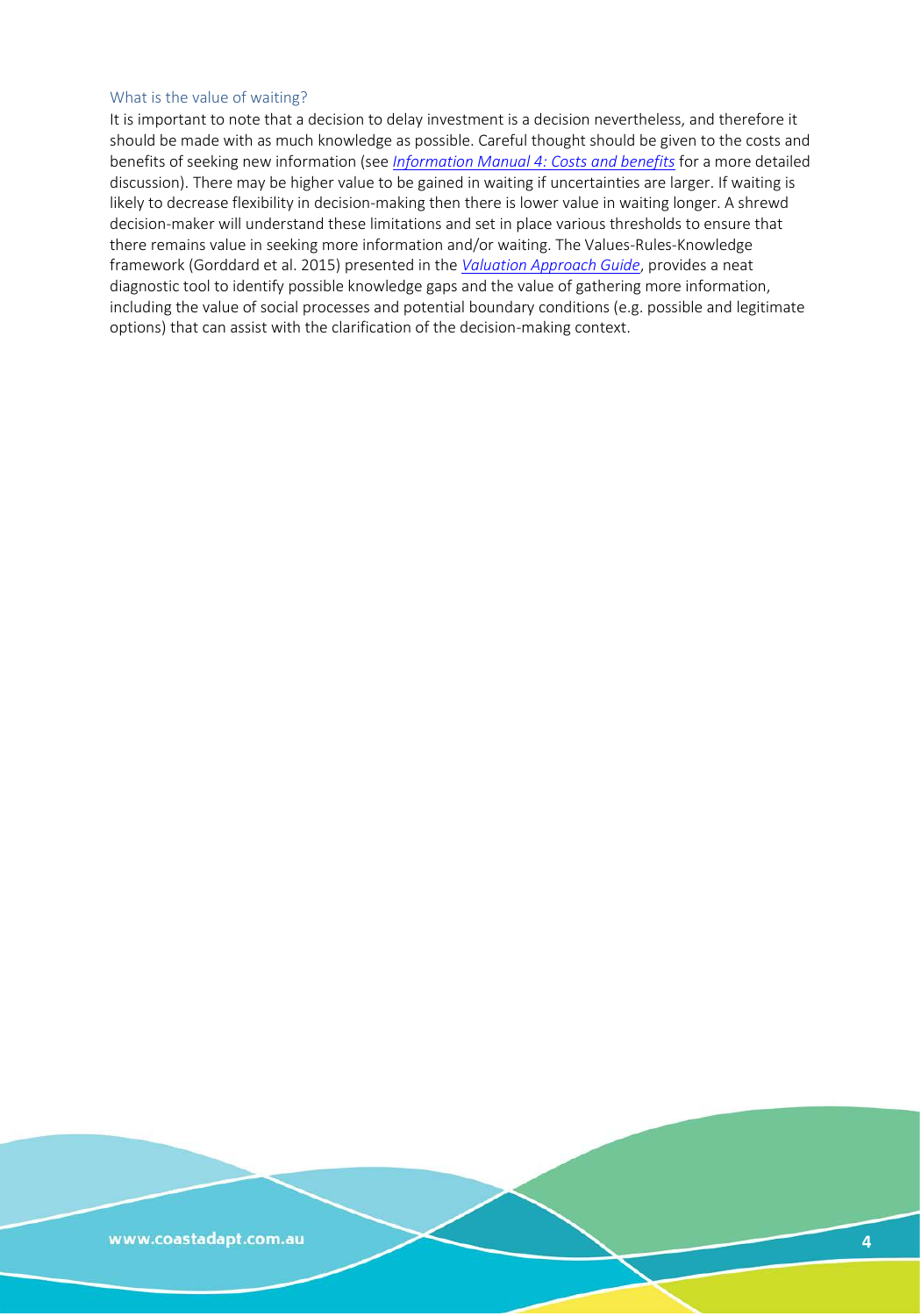### What is the value of waiting?

It is important to note that a decision to delay investment is a decision nevertheless, and therefore it should be made with as much knowledge as possible. Careful thought should be given to the costs and benefits of seeking new information (see *Information Manual 4: Costs and benefits* for a more detailed discussion). There may be higher value to be gained in waiting if uncertainties are larger. If waiting is likely to decrease flexibility in decision-making then there is lower value in waiting longer. A shrewd decision-maker will understand these limitations and set in place various thresholds to ensure that there remains value in seeking more information and/or waiting. The Values-Rules-Knowledge framework (Gorddard et al. 2015) presented in the *Valuation Approach Guide*, provides a neat diagnostic tool to identify possible knowledge gaps and the value of gathering more information, including the value of social processes and potential boundary conditions (e.g. possible and legitimate options) that can assist with the clarification of the decision-making context.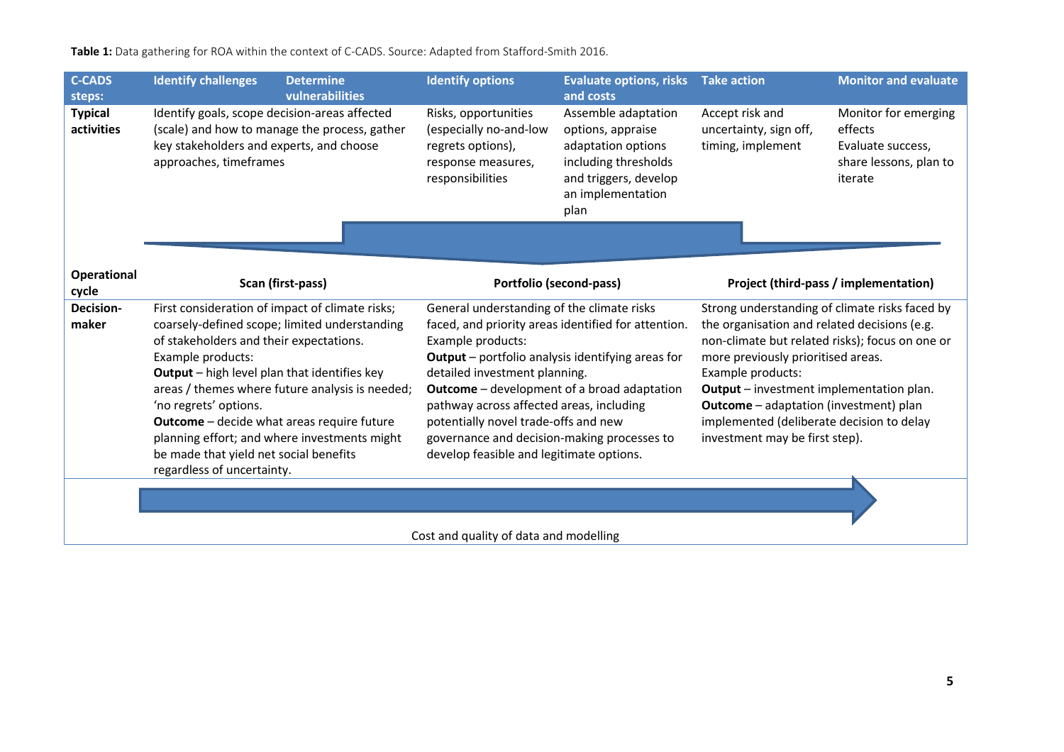**Table 1:** Data gathering for ROA within the context of C-CADS. Source: Adapted from Stafford-Smith 2016.

| C-CADS steps: | Identify challenges | Determine vulnerabilities | Identify options | Evaluate options, risks and costs | Take action | Monitor and evaluate |
|---|---|---|---|---|---|---|
| **Typical activities** | Identify goals, scope decision-areas affected (scale) and how to manage the process, gather key stakeholders and experts, and choose approaches, timeframes | | Risks, opportunities (especially no-and-low regrets options), response measures, responsibilities | Assemble adaptation options, appraise adaptation options including thresholds and triggers, develop an implementation plan | Accept risk and uncertainty, sign off, timing, implement | Monitor for emerging effects Evaluate success, share lessons, plan to iterate |
| **Operational cycle** | **Scan (first-pass)** | | **Portfolio (second-pass)** | | **Project (third-pass / implementation)** | |
| **Decision-maker** | First consideration of impact of climate risks; coarsely-defined scope; limited understanding of stakeholders and their expectations. Example products: **Output** – high level plan that identifies key areas / themes where future analysis is needed; 'no regrets' options. **Outcome** – decide what areas require future planning effort; and where investments might be made that yield net social benefits regardless of uncertainty. | | General understanding of the climate risks faced, and priority areas identified for attention. Example products: **Output** – portfolio analysis identifying areas for detailed investment planning. **Outcome** – development of a broad adaptation pathway across affected areas, including potentially novel trade-offs and new governance and decision-making processes to develop feasible and legitimate options. | | Strong understanding of climate risks faced by the organisation and related decisions (e.g. non-climate but related risks); focus on one or more previously prioritised areas. Example products: **Output** – investment implementation plan. **Outcome** – adaptation (investment) plan implemented (deliberate decision to delay investment may be first step). | |

Cost and quality of data and modelling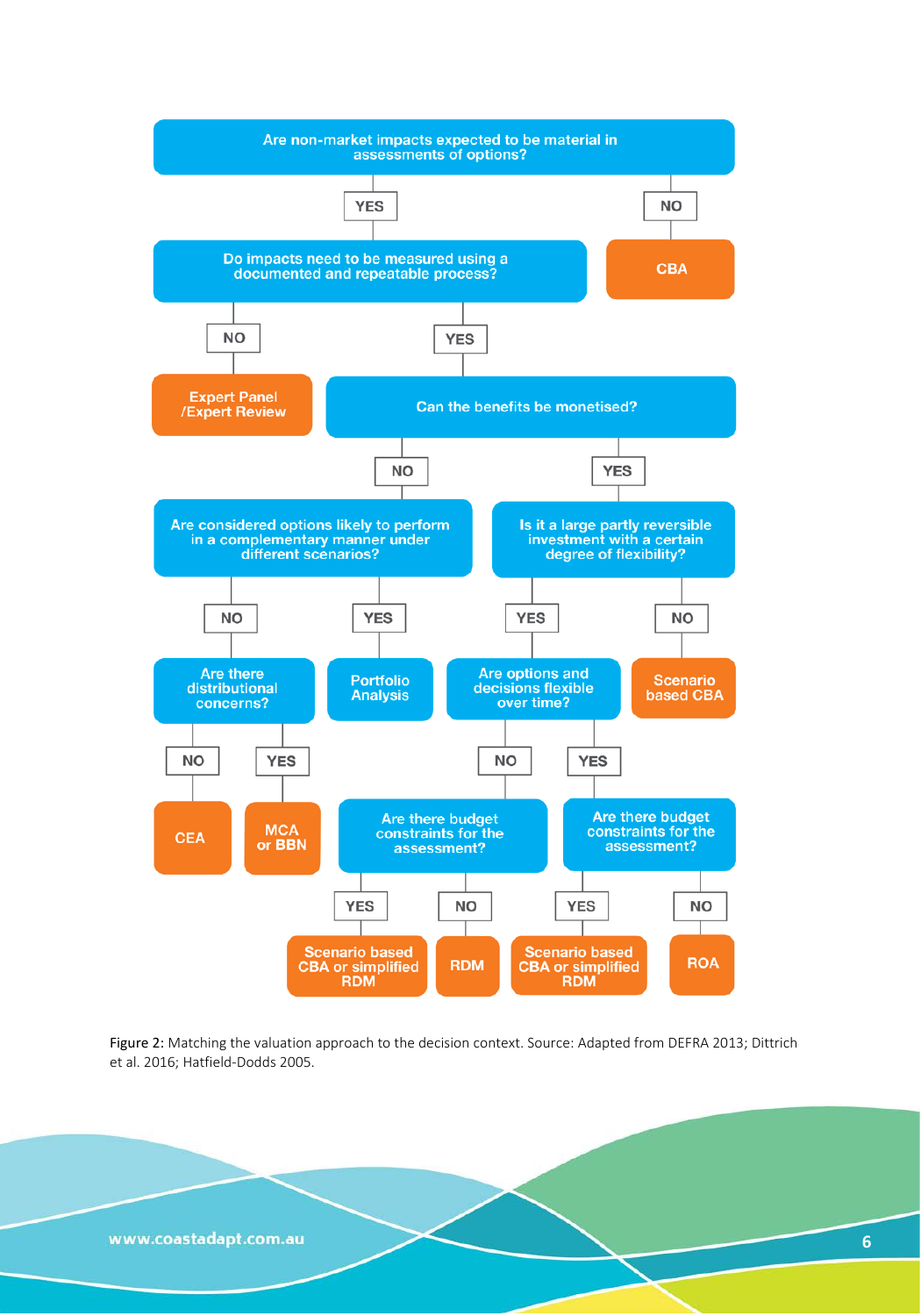Are non-market impacts expected to be material in assessments of options?

- **NO** → CBA
- **YES** → Do impacts need to be measured using a documented and repeatable process?
  - **NO** → Expert Panel /Expert Review
  - **YES** → Can the benefits be monetised?
    - **NO** → Are considered options likely to perform in a complementary manner under different scenarios?
      - **YES** → Portfolio Analysis
      - **NO** → Are there distributional concerns?
        - **NO** → CEA
        - **YES** → MCA or BBN
    - **YES** → Is it a large partly reversible investment with a certain degree of flexibility?
      - **NO** → Scenario based CBA
      - **YES** → Are options and decisions flexible over time?
        - **NO** → Are there budget constraints for the assessment?
          - **YES** → Scenario based CBA or simplified RDM
          - **NO** → RDM
        - **YES** → Are there budget constraints for the assessment?
          - **YES** → Scenario based CBA or simplified RDM
          - **NO** → ROA

Figure 2: Matching the valuation approach to the decision context. Source: Adapted from DEFRA 2013; Dittrich et al. 2016; Hatfield-Dodds 2005.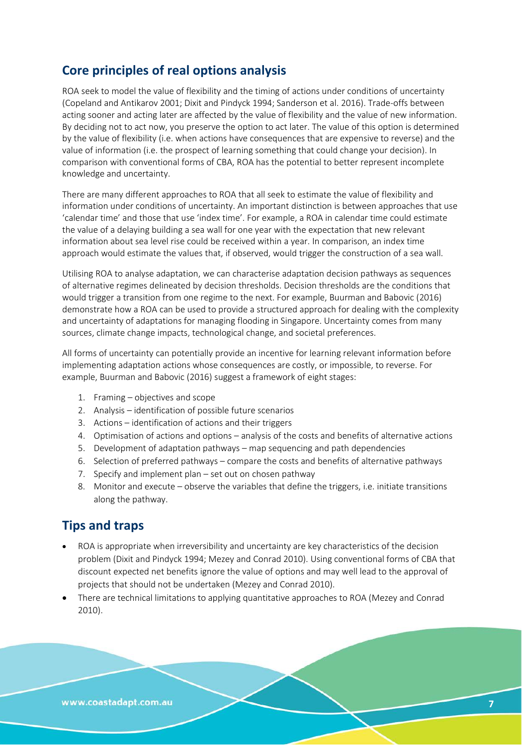## Core principles of real options analysis

ROA seek to model the value of flexibility and the timing of actions under conditions of uncertainty (Copeland and Antikarov 2001; Dixit and Pindyck 1994; Sanderson et al. 2016). Trade-offs between acting sooner and acting later are affected by the value of flexibility and the value of new information. By deciding not to act now, you preserve the option to act later. The value of this option is determined by the value of flexibility (i.e. when actions have consequences that are expensive to reverse) and the value of information (i.e. the prospect of learning something that could change your decision). In comparison with conventional forms of CBA, ROA has the potential to better represent incomplete knowledge and uncertainty.

There are many different approaches to ROA that all seek to estimate the value of flexibility and information under conditions of uncertainty. An important distinction is between approaches that use 'calendar time' and those that use 'index time'. For example, a ROA in calendar time could estimate the value of a delaying building a sea wall for one year with the expectation that new relevant information about sea level rise could be received within a year. In comparison, an index time approach would estimate the values that, if observed, would trigger the construction of a sea wall.

Utilising ROA to analyse adaptation, we can characterise adaptation decision pathways as sequences of alternative regimes delineated by decision thresholds. Decision thresholds are the conditions that would trigger a transition from one regime to the next. For example, Buurman and Babovic (2016) demonstrate how a ROA can be used to provide a structured approach for dealing with the complexity and uncertainty of adaptations for managing flooding in Singapore. Uncertainty comes from many sources, climate change impacts, technological change, and societal preferences.

All forms of uncertainty can potentially provide an incentive for learning relevant information before implementing adaptation actions whose consequences are costly, or impossible, to reverse. For example, Buurman and Babovic (2016) suggest a framework of eight stages:

1. Framing – objectives and scope
2. Analysis – identification of possible future scenarios
3. Actions – identification of actions and their triggers
4. Optimisation of actions and options – analysis of the costs and benefits of alternative actions
5. Development of adaptation pathways – map sequencing and path dependencies
6. Selection of preferred pathways – compare the costs and benefits of alternative pathways
7. Specify and implement plan – set out on chosen pathway
8. Monitor and execute – observe the variables that define the triggers, i.e. initiate transitions along the pathway.

## Tips and traps

- ROA is appropriate when irreversibility and uncertainty are key characteristics of the decision problem (Dixit and Pindyck 1994; Mezey and Conrad 2010). Using conventional forms of CBA that discount expected net benefits ignore the value of options and may well lead to the approval of projects that should not be undertaken (Mezey and Conrad 2010).
- There are technical limitations to applying quantitative approaches to ROA (Mezey and Conrad 2010).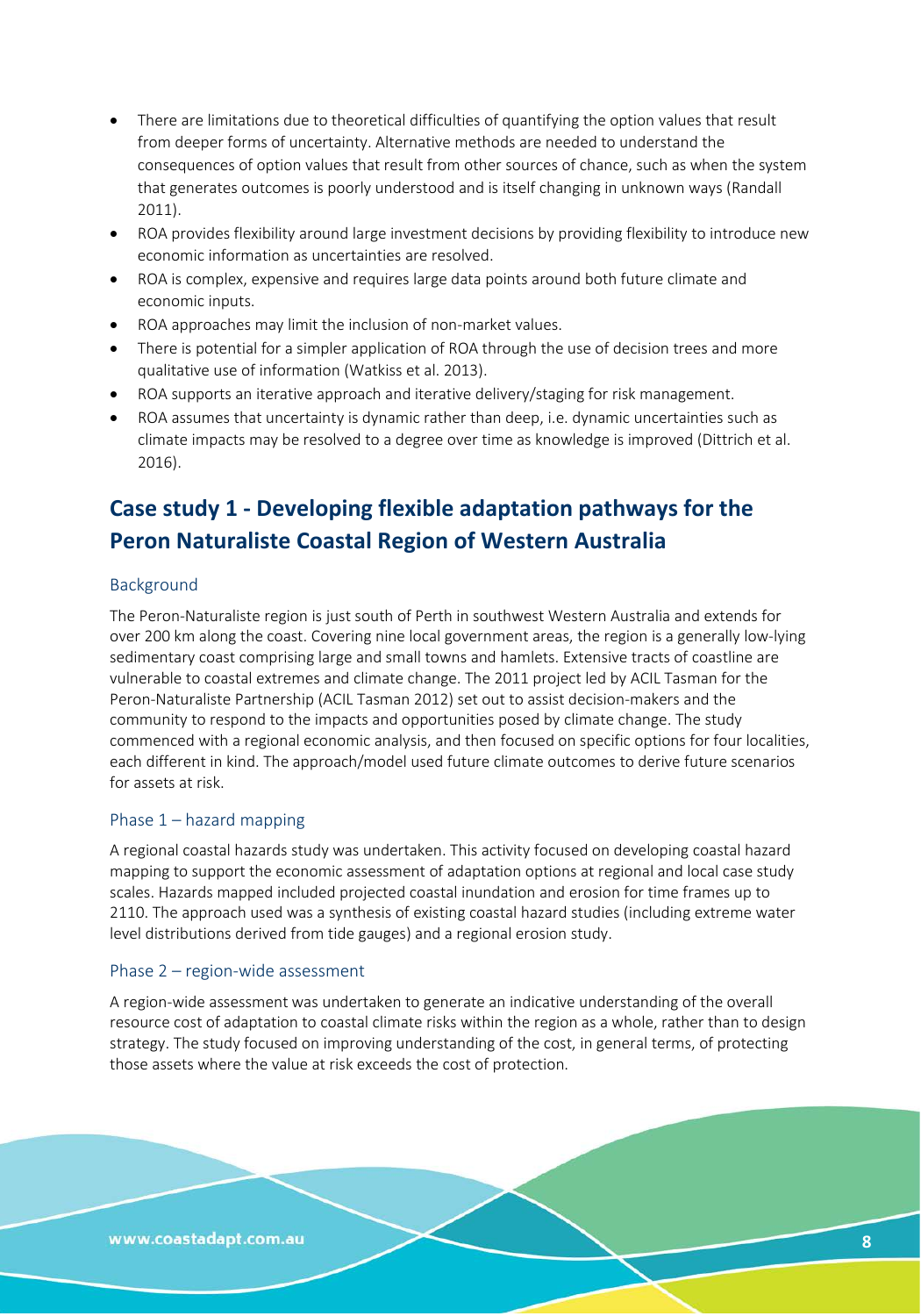- There are limitations due to theoretical difficulties of quantifying the option values that result from deeper forms of uncertainty. Alternative methods are needed to understand the consequences of option values that result from other sources of chance, such as when the system that generates outcomes is poorly understood and is itself changing in unknown ways (Randall 2011).
- ROA provides flexibility around large investment decisions by providing flexibility to introduce new economic information as uncertainties are resolved.
- ROA is complex, expensive and requires large data points around both future climate and economic inputs.
- ROA approaches may limit the inclusion of non-market values.
- There is potential for a simpler application of ROA through the use of decision trees and more qualitative use of information (Watkiss et al. 2013).
- ROA supports an iterative approach and iterative delivery/staging for risk management.
- ROA assumes that uncertainty is dynamic rather than deep, i.e. dynamic uncertainties such as climate impacts may be resolved to a degree over time as knowledge is improved (Dittrich et al. 2016).

## Case study 1 - Developing flexible adaptation pathways for the Peron Naturaliste Coastal Region of Western Australia

### Background

The Peron-Naturaliste region is just south of Perth in southwest Western Australia and extends for over 200 km along the coast. Covering nine local government areas, the region is a generally low-lying sedimentary coast comprising large and small towns and hamlets. Extensive tracts of coastline are vulnerable to coastal extremes and climate change. The 2011 project led by ACIL Tasman for the Peron-Naturaliste Partnership (ACIL Tasman 2012) set out to assist decision-makers and the community to respond to the impacts and opportunities posed by climate change. The study commenced with a regional economic analysis, and then focused on specific options for four localities, each different in kind. The approach/model used future climate outcomes to derive future scenarios for assets at risk.

### Phase 1 – hazard mapping

A regional coastal hazards study was undertaken. This activity focused on developing coastal hazard mapping to support the economic assessment of adaptation options at regional and local case study scales. Hazards mapped included projected coastal inundation and erosion for time frames up to 2110. The approach used was a synthesis of existing coastal hazard studies (including extreme water level distributions derived from tide gauges) and a regional erosion study.

### Phase 2 – region-wide assessment

A region-wide assessment was undertaken to generate an indicative understanding of the overall resource cost of adaptation to coastal climate risks within the region as a whole, rather than to design strategy. The study focused on improving understanding of the cost, in general terms, of protecting those assets where the value at risk exceeds the cost of protection.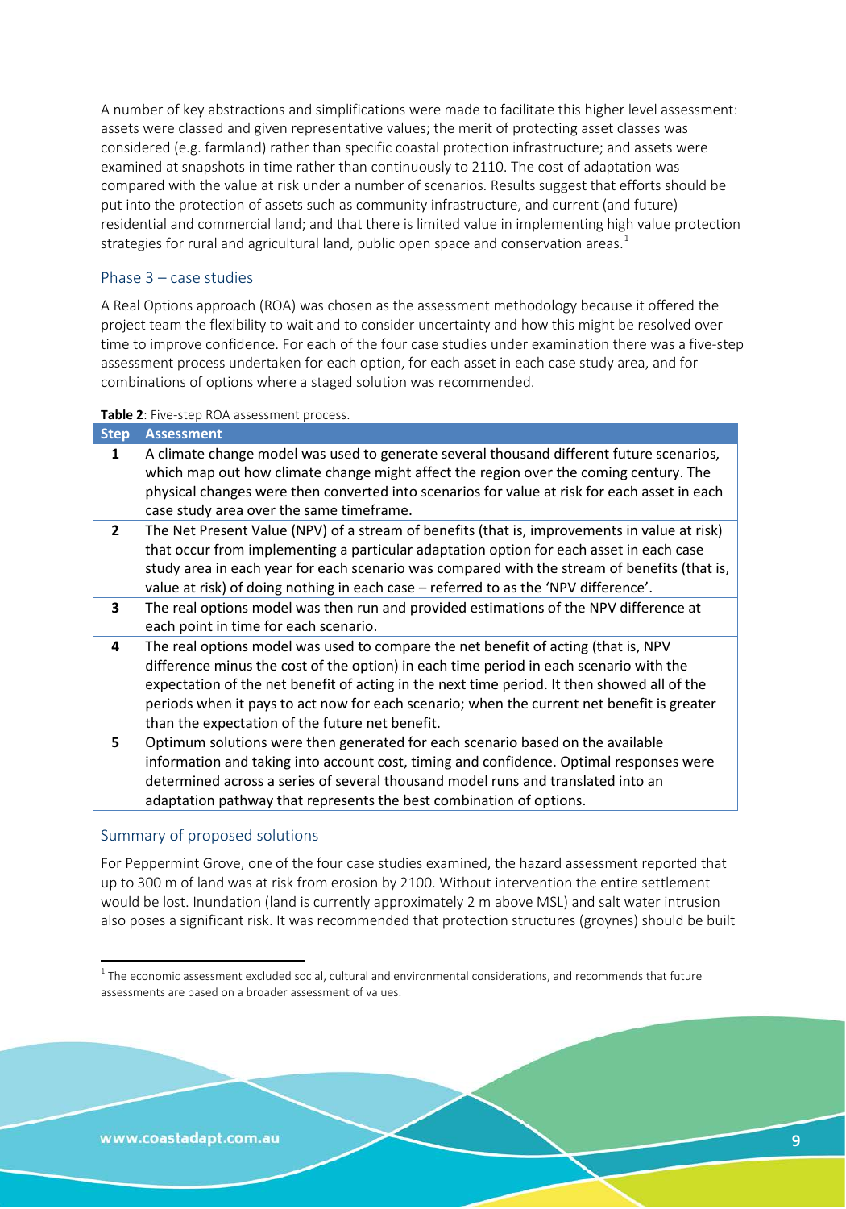A number of key abstractions and simplifications were made to facilitate this higher level assessment: assets were classed and given representative values; the merit of protecting asset classes was considered (e.g. farmland) rather than specific coastal protection infrastructure; and assets were examined at snapshots in time rather than continuously to 2110. The cost of adaptation was compared with the value at risk under a number of scenarios. Results suggest that efforts should be put into the protection of assets such as community infrastructure, and current (and future) residential and commercial land; and that there is limited value in implementing high value protection strategies for rural and agricultural land, public open space and conservation areas.[1]

### Phase 3 – case studies

A Real Options approach (ROA) was chosen as the assessment methodology because it offered the project team the flexibility to wait and to consider uncertainty and how this might be resolved over time to improve confidence. For each of the four case studies under examination there was a five-step assessment process undertaken for each option, for each asset in each case study area, and for combinations of options where a staged solution was recommended.

**Table 2**: Five-step ROA assessment process.

| Step | Assessment |
|---|---|
| 1 | A climate change model was used to generate several thousand different future scenarios, which map out how climate change might affect the region over the coming century. The physical changes were then converted into scenarios for value at risk for each asset in each case study area over the same timeframe. |
| 2 | The Net Present Value (NPV) of a stream of benefits (that is, improvements in value at risk) that occur from implementing a particular adaptation option for each asset in each case study area in each year for each scenario was compared with the stream of benefits (that is, value at risk) of doing nothing in each case – referred to as the 'NPV difference'. |
| 3 | The real options model was then run and provided estimations of the NPV difference at each point in time for each scenario. |
| 4 | The real options model was used to compare the net benefit of acting (that is, NPV difference minus the cost of the option) in each time period in each scenario with the expectation of the net benefit of acting in the next time period. It then showed all of the periods when it pays to act now for each scenario; when the current net benefit is greater than the expectation of the future net benefit. |
| 5 | Optimum solutions were then generated for each scenario based on the available information and taking into account cost, timing and confidence. Optimal responses were determined across a series of several thousand model runs and translated into an adaptation pathway that represents the best combination of options. |

### Summary of proposed solutions

For Peppermint Grove, one of the four case studies examined, the hazard assessment reported that up to 300 m of land was at risk from erosion by 2100. Without intervention the entire settlement would be lost. Inundation (land is currently approximately 2 m above MSL) and salt water intrusion also poses a significant risk. It was recommended that protection structures (groynes) should be built

[1] The economic assessment excluded social, cultural and environmental considerations, and recommends that future assessments are based on a broader assessment of values.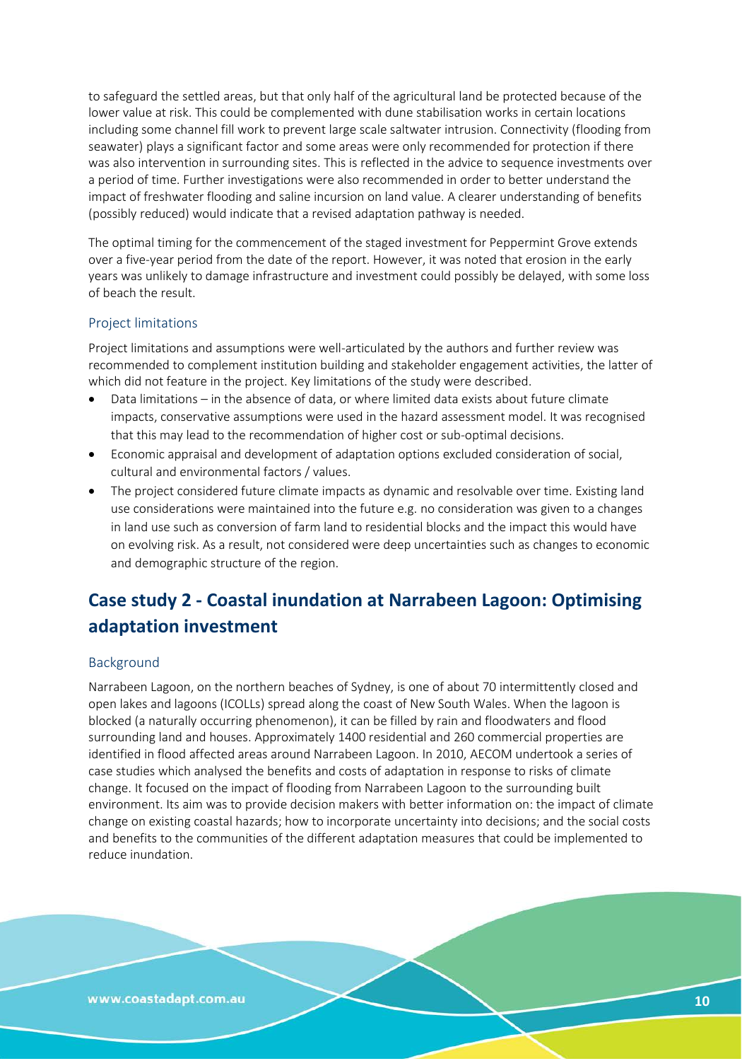to safeguard the settled areas, but that only half of the agricultural land be protected because of the lower value at risk. This could be complemented with dune stabilisation works in certain locations including some channel fill work to prevent large scale saltwater intrusion. Connectivity (flooding from seawater) plays a significant factor and some areas were only recommended for protection if there was also intervention in surrounding sites. This is reflected in the advice to sequence investments over a period of time. Further investigations were also recommended in order to better understand the impact of freshwater flooding and saline incursion on land value. A clearer understanding of benefits (possibly reduced) would indicate that a revised adaptation pathway is needed.

The optimal timing for the commencement of the staged investment for Peppermint Grove extends over a five-year period from the date of the report. However, it was noted that erosion in the early years was unlikely to damage infrastructure and investment could possibly be delayed, with some loss of beach the result.

### Project limitations

Project limitations and assumptions were well-articulated by the authors and further review was recommended to complement institution building and stakeholder engagement activities, the latter of which did not feature in the project. Key limitations of the study were described.

- Data limitations – in the absence of data, or where limited data exists about future climate impacts, conservative assumptions were used in the hazard assessment model. It was recognised that this may lead to the recommendation of higher cost or sub-optimal decisions.
- Economic appraisal and development of adaptation options excluded consideration of social, cultural and environmental factors / values.
- The project considered future climate impacts as dynamic and resolvable over time. Existing land use considerations were maintained into the future e.g. no consideration was given to a changes in land use such as conversion of farm land to residential blocks and the impact this would have on evolving risk. As a result, not considered were deep uncertainties such as changes to economic and demographic structure of the region.

## Case study 2 - Coastal inundation at Narrabeen Lagoon: Optimising adaptation investment

### Background

Narrabeen Lagoon, on the northern beaches of Sydney, is one of about 70 intermittently closed and open lakes and lagoons (ICOLLs) spread along the coast of New South Wales. When the lagoon is blocked (a naturally occurring phenomenon), it can be filled by rain and floodwaters and flood surrounding land and houses. Approximately 1400 residential and 260 commercial properties are identified in flood affected areas around Narrabeen Lagoon. In 2010, AECOM undertook a series of case studies which analysed the benefits and costs of adaptation in response to risks of climate change. It focused on the impact of flooding from Narrabeen Lagoon to the surrounding built environment. Its aim was to provide decision makers with better information on: the impact of climate change on existing coastal hazards; how to incorporate uncertainty into decisions; and the social costs and benefits to the communities of the different adaptation measures that could be implemented to reduce inundation.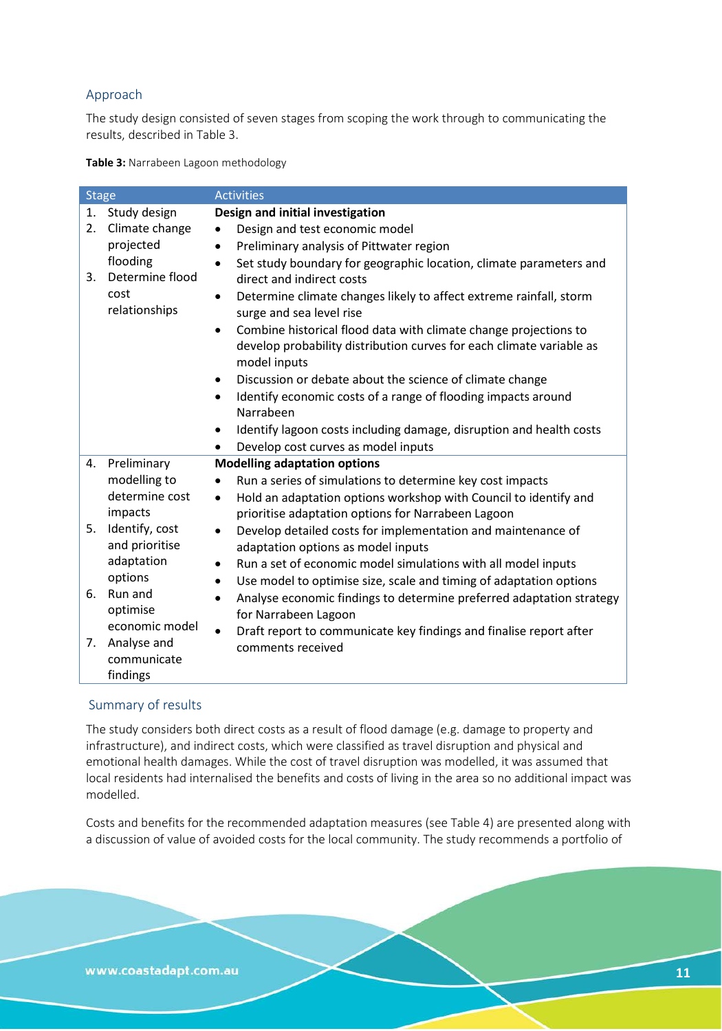## Approach

The study design consisted of seven stages from scoping the work through to communicating the results, described in Table 3.

**Table 3:** Narrabeen Lagoon methodology

| Stage | Activities |
|---|---|
| 1. Study design<br>2. Climate change projected flooding<br>3. Determine flood cost relationships | **Design and initial investigation**<br>• Design and test economic model<br>• Preliminary analysis of Pittwater region<br>• Set study boundary for geographic location, climate parameters and direct and indirect costs<br>• Determine climate changes likely to affect extreme rainfall, storm surge and sea level rise<br>• Combine historical flood data with climate change projections to develop probability distribution curves for each climate variable as model inputs<br>• Discussion or debate about the science of climate change<br>• Identify economic costs of a range of flooding impacts around Narrabeen<br>• Identify lagoon costs including damage, disruption and health costs<br>• Develop cost curves as model inputs |
| 4. Preliminary modelling to determine cost impacts<br>5. Identify, cost and prioritise adaptation options<br>6. Run and optimise economic model<br>7. Analyse and communicate findings | **Modelling adaptation options**<br>• Run a series of simulations to determine key cost impacts<br>• Hold an adaptation options workshop with Council to identify and prioritise adaptation options for Narrabeen Lagoon<br>• Develop detailed costs for implementation and maintenance of adaptation options as model inputs<br>• Run a set of economic model simulations with all model inputs<br>• Use model to optimise size, scale and timing of adaptation options<br>• Analyse economic findings to determine preferred adaptation strategy for Narrabeen Lagoon<br>• Draft report to communicate key findings and finalise report after comments received |

## Summary of results

The study considers both direct costs as a result of flood damage (e.g. damage to property and infrastructure), and indirect costs, which were classified as travel disruption and physical and emotional health damages. While the cost of travel disruption was modelled, it was assumed that local residents had internalised the benefits and costs of living in the area so no additional impact was modelled.

Costs and benefits for the recommended adaptation measures (see Table 4) are presented along with a discussion of value of avoided costs for the local community. The study recommends a portfolio of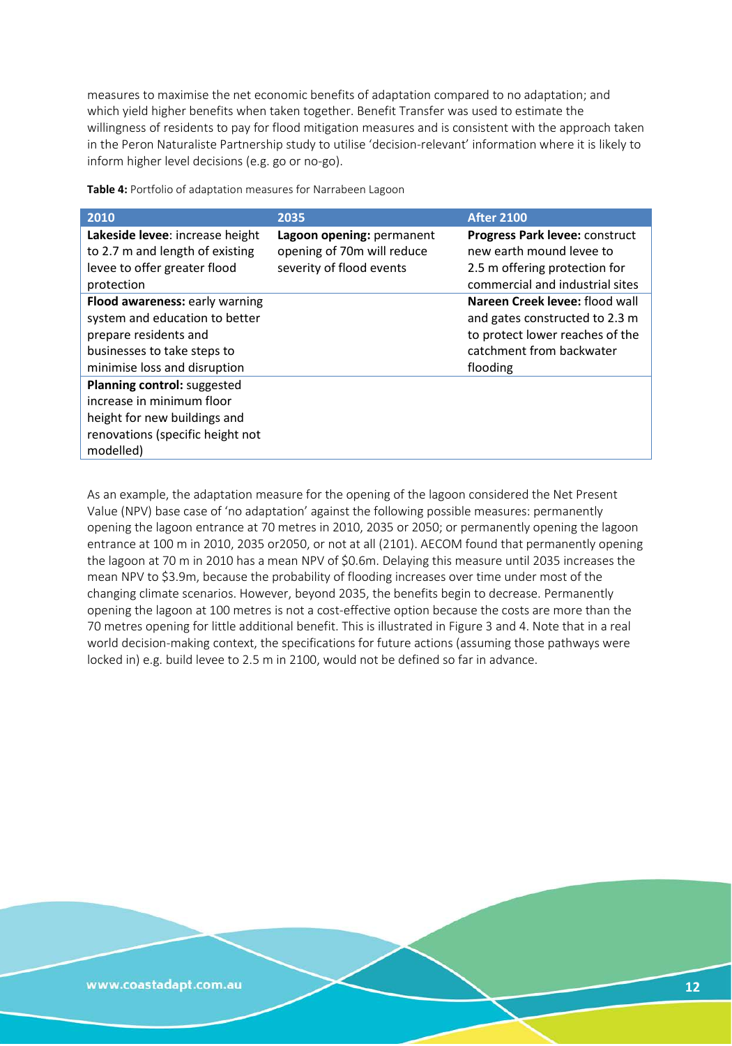measures to maximise the net economic benefits of adaptation compared to no adaptation; and which yield higher benefits when taken together. Benefit Transfer was used to estimate the willingness of residents to pay for flood mitigation measures and is consistent with the approach taken in the Peron Naturaliste Partnership study to utilise 'decision-relevant' information where it is likely to inform higher level decisions (e.g. go or no-go).

**Table 4:** Portfolio of adaptation measures for Narrabeen Lagoon

| 2010 | 2035 | After 2100 |
|---|---|---|
| **Lakeside levee**: increase height to 2.7 m and length of existing levee to offer greater flood protection | **Lagoon opening:** permanent opening of 70m will reduce severity of flood events | **Progress Park levee:** construct new earth mound levee to 2.5 m offering protection for commercial and industrial sites |
| **Flood awareness:** early warning system and education to better prepare residents and businesses to take steps to minimise loss and disruption | | **Nareen Creek levee:** flood wall and gates constructed to 2.3 m to protect lower reaches of the catchment from backwater flooding |
| **Planning control:** suggested increase in minimum floor height for new buildings and renovations (specific height not modelled) | | |

As an example, the adaptation measure for the opening of the lagoon considered the Net Present Value (NPV) base case of 'no adaptation' against the following possible measures: permanently opening the lagoon entrance at 70 metres in 2010, 2035 or 2050; or permanently opening the lagoon entrance at 100 m in 2010, 2035 or2050, or not at all (2101). AECOM found that permanently opening the lagoon at 70 m in 2010 has a mean NPV of $0.6m. Delaying this measure until 2035 increases the mean NPV to $3.9m, because the probability of flooding increases over time under most of the changing climate scenarios. However, beyond 2035, the benefits begin to decrease. Permanently opening the lagoon at 100 metres is not a cost-effective option because the costs are more than the 70 metres opening for little additional benefit. This is illustrated in Figure 3 and 4. Note that in a real world decision-making context, the specifications for future actions (assuming those pathways were locked in) e.g. build levee to 2.5 m in 2100, would not be defined so far in advance.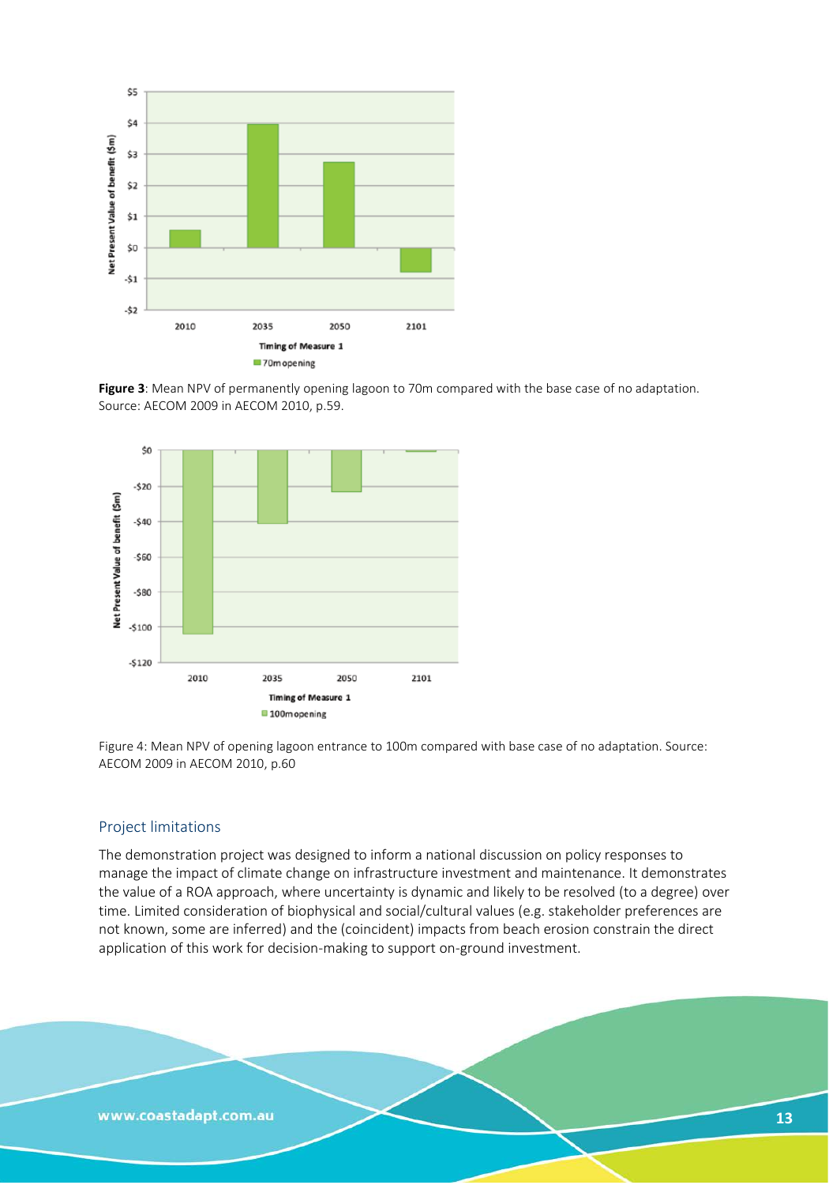**Figure 3**: Mean NPV of permanently opening lagoon to 70m compared with the base case of no adaptation. Source: AECOM 2009 in AECOM 2010, p.59.

Figure 4: Mean NPV of opening lagoon entrance to 100m compared with base case of no adaptation. Source: AECOM 2009 in AECOM 2010, p.60

## Project limitations

The demonstration project was designed to inform a national discussion on policy responses to manage the impact of climate change on infrastructure investment and maintenance. It demonstrates the value of a ROA approach, where uncertainty is dynamic and likely to be resolved (to a degree) over time. Limited consideration of biophysical and social/cultural values (e.g. stakeholder preferences are not known, some are inferred) and the (coincident) impacts from beach erosion constrain the direct application of this work for decision-making to support on-ground investment.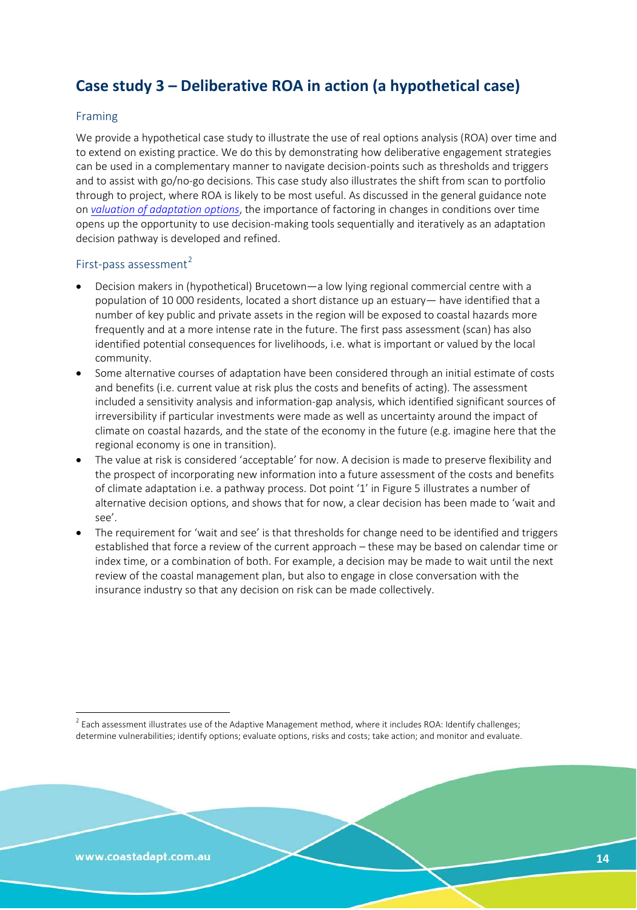## Case study 3 – Deliberative ROA in action (a hypothetical case)

### Framing

We provide a hypothetical case study to illustrate the use of real options analysis (ROA) over time and to extend on existing practice. We do this by demonstrating how deliberative engagement strategies can be used in a complementary manner to navigate decision-points such as thresholds and triggers and to assist with go/no-go decisions. This case study also illustrates the shift from scan to portfolio through to project, where ROA is likely to be most useful. As discussed in the general guidance note on *valuation of adaptation options*, the importance of factoring in changes in conditions over time opens up the opportunity to use decision-making tools sequentially and iteratively as an adaptation decision pathway is developed and refined.

### First-pass assessment[2]

- Decision makers in (hypothetical) Brucetown—a low lying regional commercial centre with a population of 10 000 residents, located a short distance up an estuary— have identified that a number of key public and private assets in the region will be exposed to coastal hazards more frequently and at a more intense rate in the future. The first pass assessment (scan) has also identified potential consequences for livelihoods, i.e. what is important or valued by the local community.
- Some alternative courses of adaptation have been considered through an initial estimate of costs and benefits (i.e. current value at risk plus the costs and benefits of acting). The assessment included a sensitivity analysis and information-gap analysis, which identified significant sources of irreversibility if particular investments were made as well as uncertainty around the impact of climate on coastal hazards, and the state of the economy in the future (e.g. imagine here that the regional economy is one in transition).
- The value at risk is considered 'acceptable' for now. A decision is made to preserve flexibility and the prospect of incorporating new information into a future assessment of the costs and benefits of climate adaptation i.e. a pathway process. Dot point '1' in Figure 5 illustrates a number of alternative decision options, and shows that for now, a clear decision has been made to 'wait and see'.
- The requirement for 'wait and see' is that thresholds for change need to be identified and triggers established that force a review of the current approach – these may be based on calendar time or index time, or a combination of both. For example, a decision may be made to wait until the next review of the coastal management plan, but also to engage in close conversation with the insurance industry so that any decision on risk can be made collectively.

[2] Each assessment illustrates use of the Adaptive Management method, where it includes ROA: Identify challenges; determine vulnerabilities; identify options; evaluate options, risks and costs; take action; and monitor and evaluate.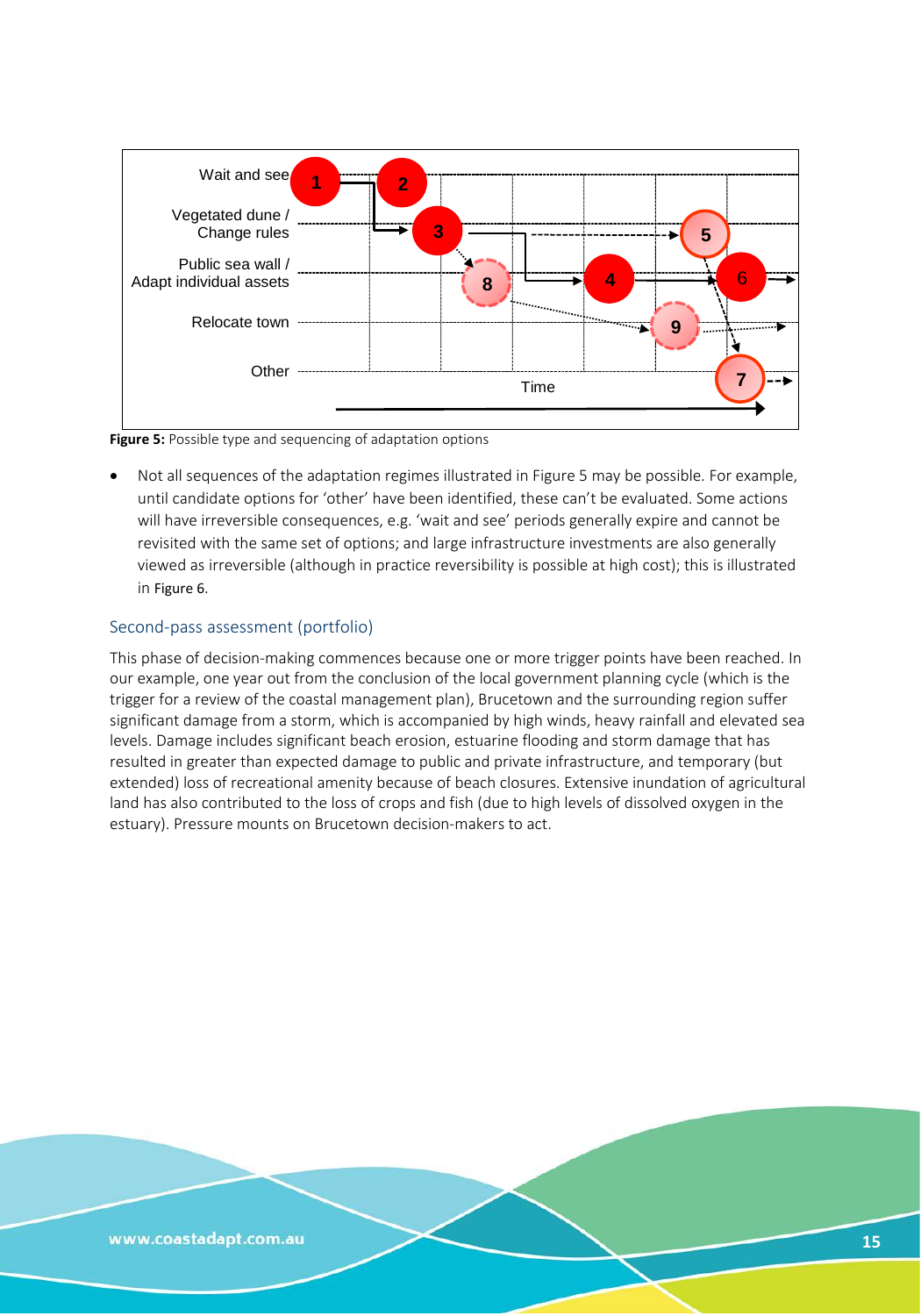Figure 5: Possible type and sequencing of adaptation options

- Not all sequences of the adaptation regimes illustrated in Figure 5 may be possible. For example, until candidate options for 'other' have been identified, these can't be evaluated. Some actions will have irreversible consequences, e.g. 'wait and see' periods generally expire and cannot be revisited with the same set of options; and large infrastructure investments are also generally viewed as irreversible (although in practice reversibility is possible at high cost); this is illustrated in Figure 6.

## Second-pass assessment (portfolio)

This phase of decision-making commences because one or more trigger points have been reached. In our example, one year out from the conclusion of the local government planning cycle (which is the trigger for a review of the coastal management plan), Brucetown and the surrounding region suffer significant damage from a storm, which is accompanied by high winds, heavy rainfall and elevated sea levels. Damage includes significant beach erosion, estuarine flooding and storm damage that has resulted in greater than expected damage to public and private infrastructure, and temporary (but extended) loss of recreational amenity because of beach closures. Extensive inundation of agricultural land has also contributed to the loss of crops and fish (due to high levels of dissolved oxygen in the estuary). Pressure mounts on Brucetown decision-makers to act.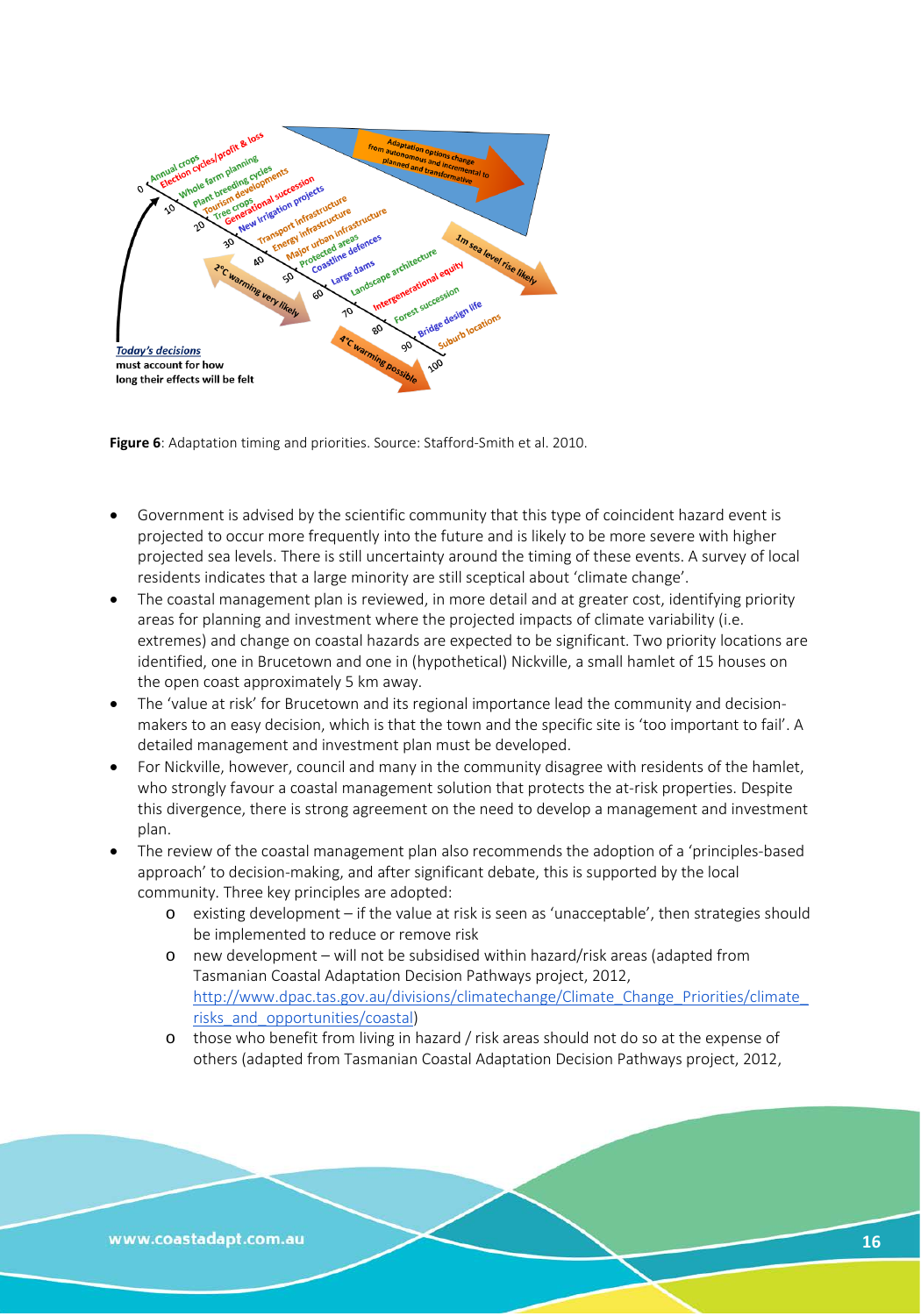**Figure 6**: Adaptation timing and priorities. Source: Stafford-Smith et al. 2010.

- Government is advised by the scientific community that this type of coincident hazard event is projected to occur more frequently into the future and is likely to be more severe with higher projected sea levels. There is still uncertainty around the timing of these events. A survey of local residents indicates that a large minority are still sceptical about 'climate change'.
- The coastal management plan is reviewed, in more detail and at greater cost, identifying priority areas for planning and investment where the projected impacts of climate variability (i.e. extremes) and change on coastal hazards are expected to be significant. Two priority locations are identified, one in Brucetown and one in (hypothetical) Nickville, a small hamlet of 15 houses on the open coast approximately 5 km away.
- The 'value at risk' for Brucetown and its regional importance lead the community and decision-makers to an easy decision, which is that the town and the specific site is 'too important to fail'. A detailed management and investment plan must be developed.
- For Nickville, however, council and many in the community disagree with residents of the hamlet, who strongly favour a coastal management solution that protects the at-risk properties. Despite this divergence, there is strong agreement on the need to develop a management and investment plan.
- The review of the coastal management plan also recommends the adoption of a 'principles-based approach' to decision-making, and after significant debate, this is supported by the local community. Three key principles are adopted:
  - existing development – if the value at risk is seen as 'unacceptable', then strategies should be implemented to reduce or remove risk
  - new development – will not be subsidised within hazard/risk areas (adapted from Tasmanian Coastal Adaptation Decision Pathways project, 2012, http://www.dpac.tas.gov.au/divisions/climatechange/Climate_Change_Priorities/climate_risks_and_opportunities/coastal)
  - those who benefit from living in hazard / risk areas should not do so at the expense of others (adapted from Tasmanian Coastal Adaptation Decision Pathways project, 2012,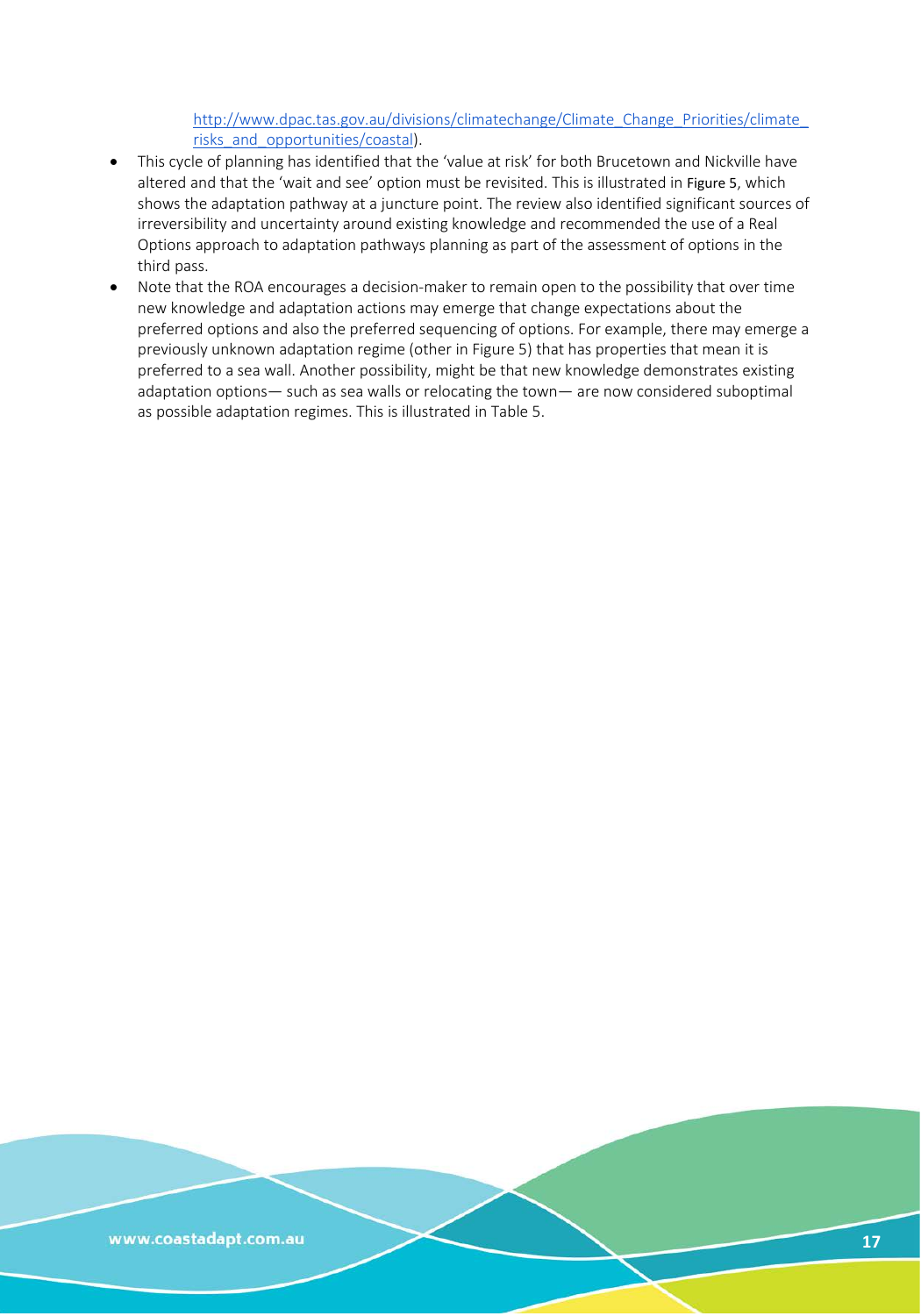http://www.dpac.tas.gov.au/divisions/climatechange/Climate_Change_Priorities/climate_risks_and_opportunities/coastal).

- This cycle of planning has identified that the 'value at risk' for both Brucetown and Nickville have altered and that the 'wait and see' option must be revisited. This is illustrated in Figure 5, which shows the adaptation pathway at a juncture point. The review also identified significant sources of irreversibility and uncertainty around existing knowledge and recommended the use of a Real Options approach to adaptation pathways planning as part of the assessment of options in the third pass.
- Note that the ROA encourages a decision-maker to remain open to the possibility that over time new knowledge and adaptation actions may emerge that change expectations about the preferred options and also the preferred sequencing of options. For example, there may emerge a previously unknown adaptation regime (other in Figure 5) that has properties that mean it is preferred to a sea wall. Another possibility, might be that new knowledge demonstrates existing adaptation options— such as sea walls or relocating the town— are now considered suboptimal as possible adaptation regimes. This is illustrated in Table 5.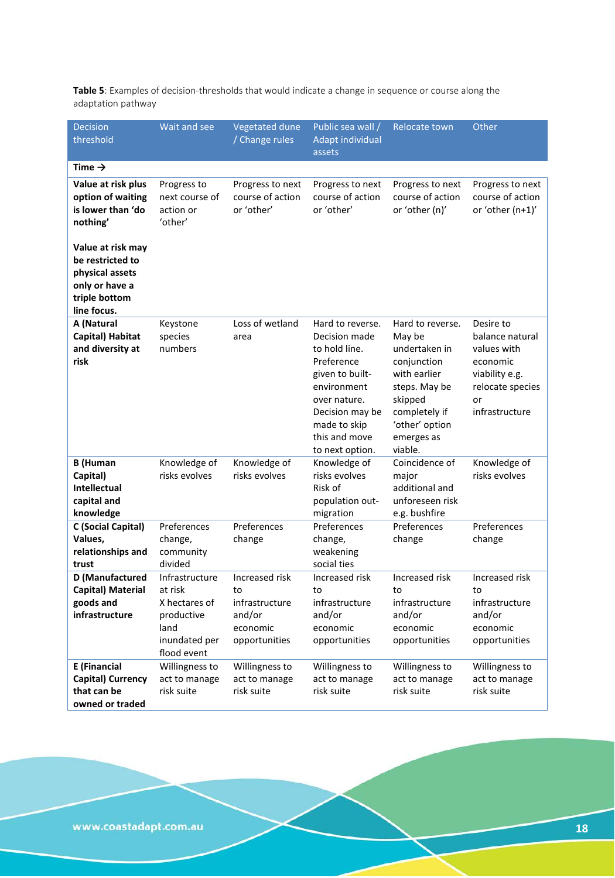**Table 5**: Examples of decision-thresholds that would indicate a change in sequence or course along the adaptation pathway

| Decision threshold | Wait and see | Vegetated dune / Change rules | Public sea wall / Adapt individual assets | Relocate town | Other |
|---|---|---|---|---|---|
| **Time →** | | | | | |
| **Value at risk plus option of waiting is lower than 'do nothing'** <br><br> **Value at risk may be restricted to physical assets only or have a triple bottom line focus.** | Progress to next course of action or 'other' | Progress to next course of action or 'other' | Progress to next course of action or 'other' | Progress to next course of action or 'other (n)' | Progress to next course of action or 'other (n+1)' |
| **A (Natural Capital) Habitat and diversity at risk** | Keystone species numbers | Loss of wetland area | Hard to reverse. Decision made to hold line. Preference given to built-environment over nature. Decision may be made to skip this and move to next option. | Hard to reverse. May be undertaken in conjunction with earlier steps. May be skipped completely if 'other' option emerges as viable. | Desire to balance natural values with economic viability e.g. relocate species or infrastructure |
| **B (Human Capital) Intellectual capital and knowledge** | Knowledge of risks evolves | Knowledge of risks evolves | Knowledge of risks evolves Risk of population out-migration | Coincidence of major additional and unforeseen risk e.g. bushfire | Knowledge of risks evolves |
| **C (Social Capital) Values, relationships and trust** | Preferences change, community divided | Preferences change | Preferences change, weakening social ties | Preferences change | Preferences change |
| **D (Manufactured Capital) Material goods and infrastructure** | Infrastructure at risk X hectares of productive land inundated per flood event | Increased risk to infrastructure and/or economic opportunities | Increased risk to infrastructure and/or economic opportunities | Increased risk to infrastructure and/or economic opportunities | Increased risk to infrastructure and/or economic opportunities |
| **E (Financial Capital) Currency that can be owned or traded** | Willingness to act to manage risk suite | Willingness to act to manage risk suite | Willingness to act to manage risk suite | Willingness to act to manage risk suite | Willingness to act to manage risk suite |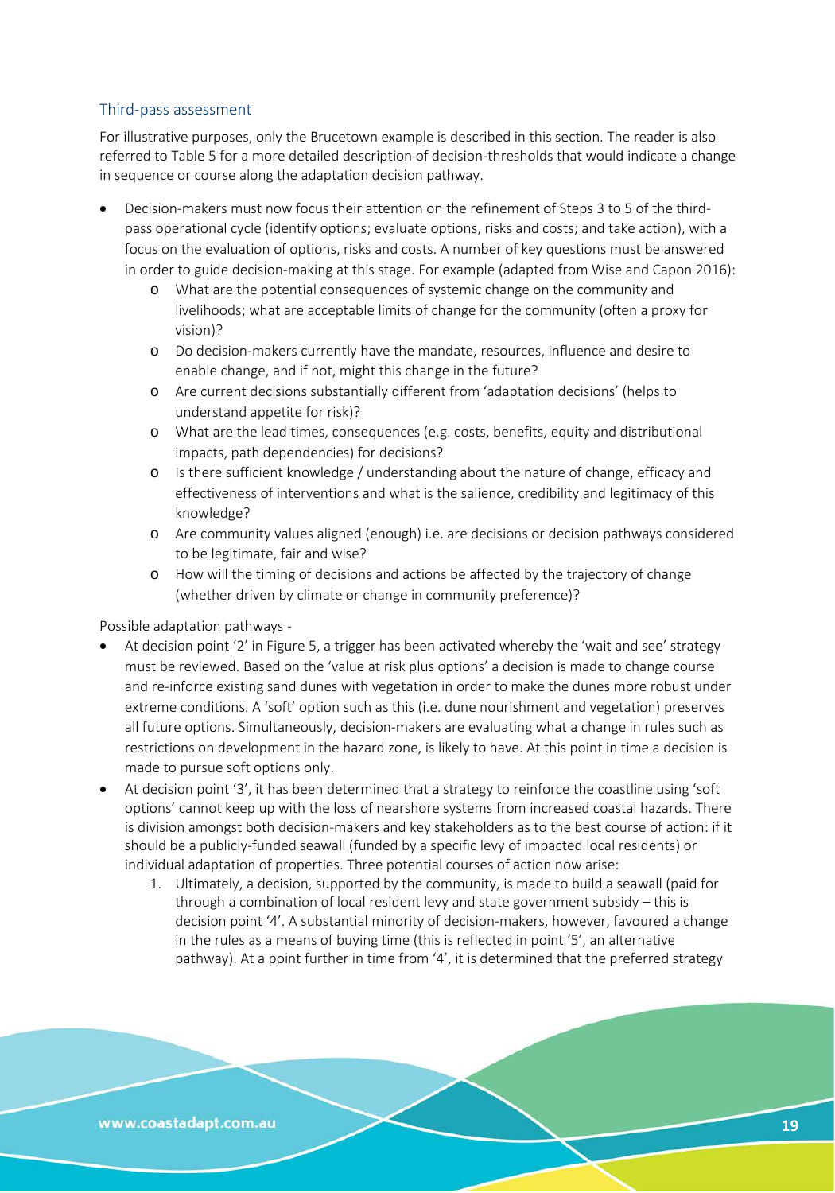### Third-pass assessment

For illustrative purposes, only the Brucetown example is described in this section. The reader is also referred to Table 5 for a more detailed description of decision-thresholds that would indicate a change in sequence or course along the adaptation decision pathway.

- Decision-makers must now focus their attention on the refinement of Steps 3 to 5 of the third-pass operational cycle (identify options; evaluate options, risks and costs; and take action), with a focus on the evaluation of options, risks and costs. A number of key questions must be answered in order to guide decision-making at this stage. For example (adapted from Wise and Capon 2016):
    - What are the potential consequences of systemic change on the community and livelihoods; what are acceptable limits of change for the community (often a proxy for vision)?
    - Do decision-makers currently have the mandate, resources, influence and desire to enable change, and if not, might this change in the future?
    - Are current decisions substantially different from 'adaptation decisions' (helps to understand appetite for risk)?
    - What are the lead times, consequences (e.g. costs, benefits, equity and distributional impacts, path dependencies) for decisions?
    - Is there sufficient knowledge / understanding about the nature of change, efficacy and effectiveness of interventions and what is the salience, credibility and legitimacy of this knowledge?
    - Are community values aligned (enough) i.e. are decisions or decision pathways considered to be legitimate, fair and wise?
    - How will the timing of decisions and actions be affected by the trajectory of change (whether driven by climate or change in community preference)?

Possible adaptation pathways -

- At decision point '2' in Figure 5, a trigger has been activated whereby the 'wait and see' strategy must be reviewed. Based on the 'value at risk plus options' a decision is made to change course and re-inforce existing sand dunes with vegetation in order to make the dunes more robust under extreme conditions. A 'soft' option such as this (i.e. dune nourishment and vegetation) preserves all future options. Simultaneously, decision-makers are evaluating what a change in rules such as restrictions on development in the hazard zone, is likely to have. At this point in time a decision is made to pursue soft options only.
- At decision point '3', it has been determined that a strategy to reinforce the coastline using 'soft options' cannot keep up with the loss of nearshore systems from increased coastal hazards. There is division amongst both decision-makers and key stakeholders as to the best course of action: if it should be a publicly-funded seawall (funded by a specific levy of impacted local residents) or individual adaptation of properties. Three potential courses of action now arise:
    1. Ultimately, a decision, supported by the community, is made to build a seawall (paid for through a combination of local resident levy and state government subsidy – this is decision point '4'. A substantial minority of decision-makers, however, favoured a change in the rules as a means of buying time (this is reflected in point '5', an alternative pathway). At a point further in time from '4', it is determined that the preferred strategy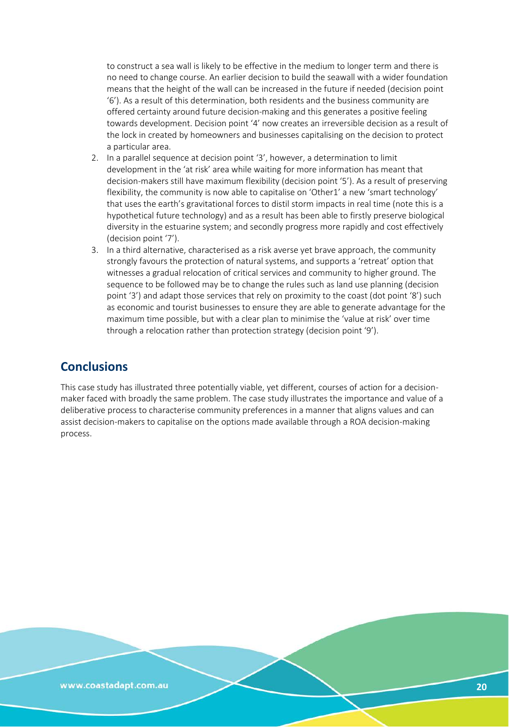to construct a sea wall is likely to be effective in the medium to longer term and there is no need to change course. An earlier decision to build the seawall with a wider foundation means that the height of the wall can be increased in the future if needed (decision point '6'). As a result of this determination, both residents and the business community are offered certainty around future decision-making and this generates a positive feeling towards development. Decision point '4' now creates an irreversible decision as a result of the lock in created by homeowners and businesses capitalising on the decision to protect a particular area.

2. In a parallel sequence at decision point '3', however, a determination to limit development in the 'at risk' area while waiting for more information has meant that decision-makers still have maximum flexibility (decision point '5'). As a result of preserving flexibility, the community is now able to capitalise on 'Other1' a new 'smart technology' that uses the earth's gravitational forces to distil storm impacts in real time (note this is a hypothetical future technology) and as a result has been able to firstly preserve biological diversity in the estuarine system; and secondly progress more rapidly and cost effectively (decision point '7').
3. In a third alternative, characterised as a risk averse yet brave approach, the community strongly favours the protection of natural systems, and supports a 'retreat' option that witnesses a gradual relocation of critical services and community to higher ground. The sequence to be followed may be to change the rules such as land use planning (decision point '3') and adapt those services that rely on proximity to the coast (dot point '8') such as economic and tourist businesses to ensure they are able to generate advantage for the maximum time possible, but with a clear plan to minimise the 'value at risk' over time through a relocation rather than protection strategy (decision point '9').

## Conclusions

This case study has illustrated three potentially viable, yet different, courses of action for a decision-maker faced with broadly the same problem. The case study illustrates the importance and value of a deliberative process to characterise community preferences in a manner that aligns values and can assist decision-makers to capitalise on the options made available through a ROA decision-making process.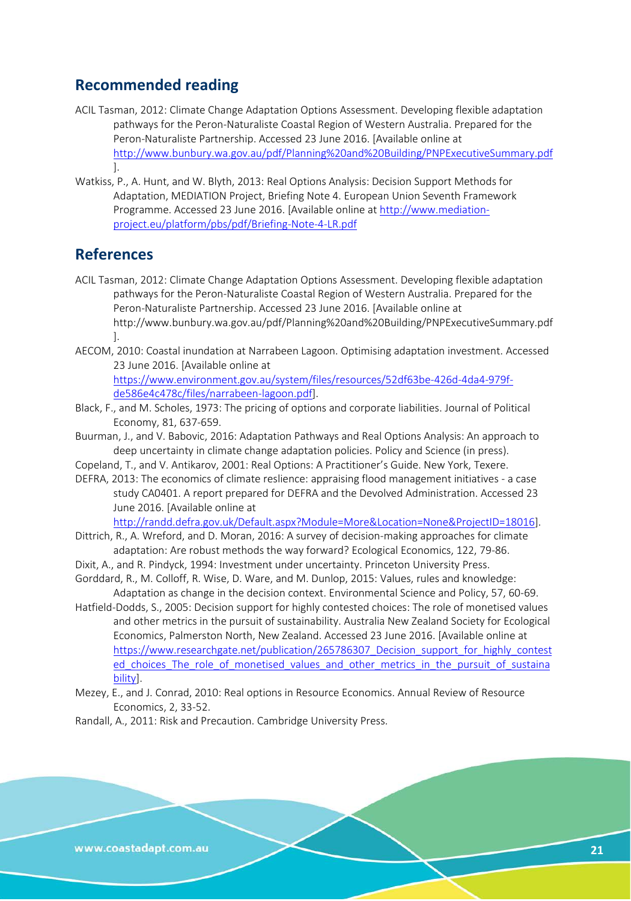## Recommended reading

ACIL Tasman, 2012: Climate Change Adaptation Options Assessment. Developing flexible adaptation pathways for the Peron-Naturaliste Coastal Region of Western Australia. Prepared for the Peron-Naturaliste Partnership. Accessed 23 June 2016. [Available online at http://www.bunbury.wa.gov.au/pdf/Planning%20and%20Building/PNPExecutiveSummary.pdf ].

Watkiss, P., A. Hunt, and W. Blyth, 2013: Real Options Analysis: Decision Support Methods for Adaptation, MEDIATION Project, Briefing Note 4. European Union Seventh Framework Programme. Accessed 23 June 2016. [Available online at http://www.mediation-project.eu/platform/pbs/pdf/Briefing-Note-4-LR.pdf

## References

ACIL Tasman, 2012: Climate Change Adaptation Options Assessment. Developing flexible adaptation pathways for the Peron-Naturaliste Coastal Region of Western Australia. Prepared for the Peron-Naturaliste Partnership. Accessed 23 June 2016. [Available online at http://www.bunbury.wa.gov.au/pdf/Planning%20and%20Building/PNPExecutiveSummary.pdf ].

AECOM, 2010: Coastal inundation at Narrabeen Lagoon. Optimising adaptation investment. Accessed 23 June 2016. [Available online at https://www.environment.gov.au/system/files/resources/52df63be-426d-4da4-979f-de586e4c478c/files/narrabeen-lagoon.pdf].

Black, F., and M. Scholes, 1973: The pricing of options and corporate liabilities. Journal of Political Economy, 81, 637-659.

Buurman, J., and V. Babovic, 2016: Adaptation Pathways and Real Options Analysis: An approach to deep uncertainty in climate change adaptation policies. Policy and Science (in press).

Copeland, T., and V. Antikarov, 2001: Real Options: A Practitioner's Guide. New York, Texere.

DEFRA, 2013: The economics of climate reslience: appraising flood management initiatives - a case study CA0401. A report prepared for DEFRA and the Devolved Administration. Accessed 23 June 2016. [Available online at http://randd.defra.gov.uk/Default.aspx?Module=More&Location=None&ProjectID=18016].

Dittrich, R., A. Wreford, and D. Moran, 2016: A survey of decision-making approaches for climate adaptation: Are robust methods the way forward? Ecological Economics, 122, 79-86.

Dixit, A., and R. Pindyck, 1994: Investment under uncertainty. Princeton University Press.

Gorddard, R., M. Colloff, R. Wise, D. Ware, and M. Dunlop, 2015: Values, rules and knowledge: Adaptation as change in the decision context. Environmental Science and Policy, 57, 60-69.

Hatfield-Dodds, S., 2005: Decision support for highly contested choices: The role of monetised values and other metrics in the pursuit of sustainability. Australia New Zealand Society for Ecological Economics, Palmerston North, New Zealand. Accessed 23 June 2016. [Available online at https://www.researchgate.net/publication/265786307_Decision_support_for_highly_contested_choices_The_role_of_monetised_values_and_other_metrics_in_the_pursuit_of_sustainability].

Mezey, E., and J. Conrad, 2010: Real options in Resource Economics. Annual Review of Resource Economics, 2, 33-52.

Randall, A., 2011: Risk and Precaution. Cambridge University Press.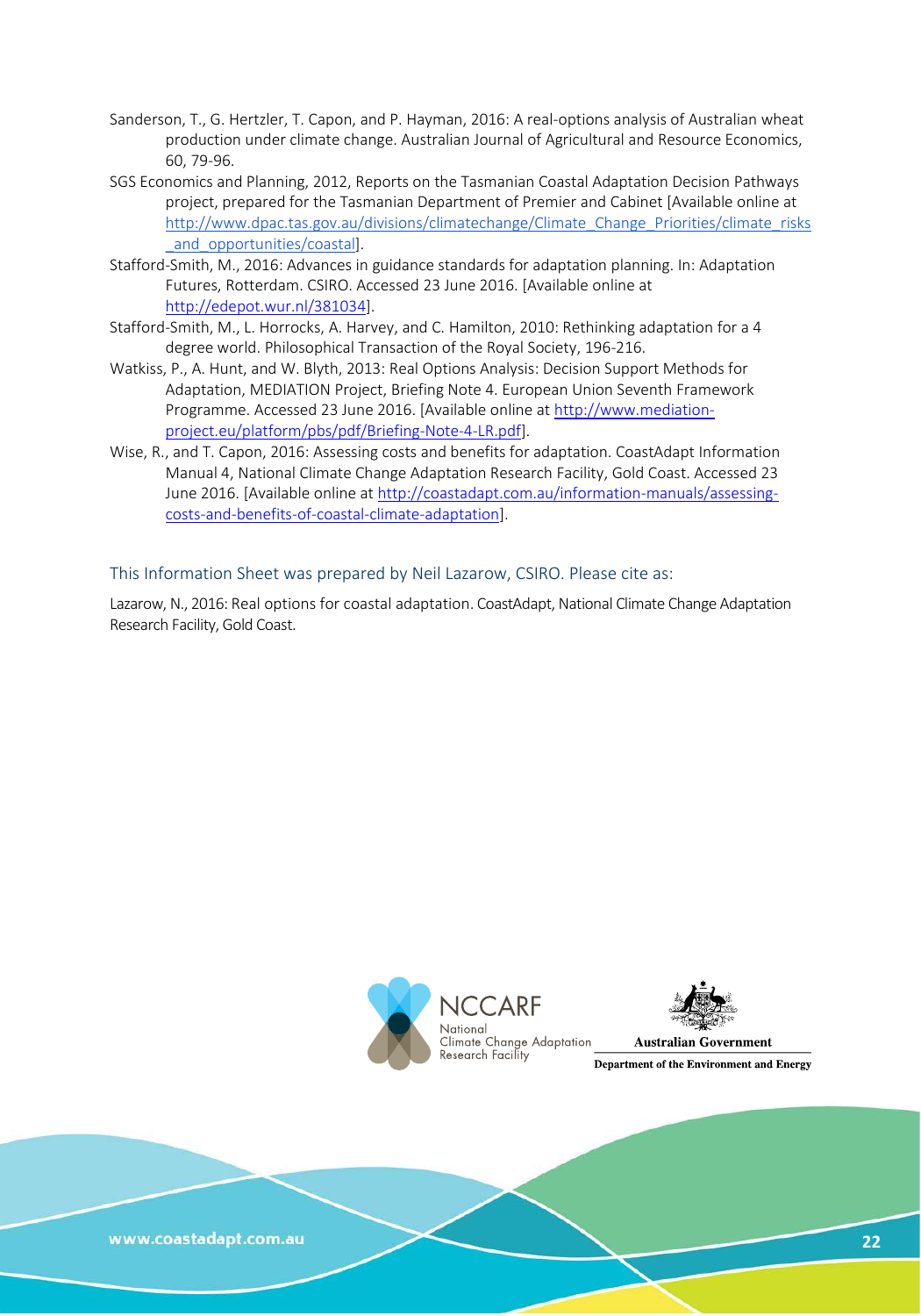Sanderson, T., G. Hertzler, T. Capon, and P. Hayman, 2016: A real-options analysis of Australian wheat production under climate change. Australian Journal of Agricultural and Resource Economics, 60, 79-96.

SGS Economics and Planning, 2012, Reports on the Tasmanian Coastal Adaptation Decision Pathways project, prepared for the Tasmanian Department of Premier and Cabinet [Available online at http://www.dpac.tas.gov.au/divisions/climatechange/Climate_Change_Priorities/climate_risks_and_opportunities/coastal].

Stafford-Smith, M., 2016: Advances in guidance standards for adaptation planning. In: Adaptation Futures, Rotterdam. CSIRO. Accessed 23 June 2016. [Available online at http://edepot.wur.nl/381034].

Stafford-Smith, M., L. Horrocks, A. Harvey, and C. Hamilton, 2010: Rethinking adaptation for a 4 degree world. Philosophical Transaction of the Royal Society, 196-216.

Watkiss, P., A. Hunt, and W. Blyth, 2013: Real Options Analysis: Decision Support Methods for Adaptation, MEDIATION Project, Briefing Note 4. European Union Seventh Framework Programme. Accessed 23 June 2016. [Available online at http://www.mediation-project.eu/platform/pbs/pdf/Briefing-Note-4-LR.pdf].

Wise, R., and T. Capon, 2016: Assessing costs and benefits for adaptation. CoastAdapt Information Manual 4, National Climate Change Adaptation Research Facility, Gold Coast. Accessed 23 June 2016. [Available online at http://coastadapt.com.au/information-manuals/assessing-costs-and-benefits-of-coastal-climate-adaptation].

This Information Sheet was prepared by Neil Lazarow, CSIRO. Please cite as:

Lazarow, N., 2016: Real options for coastal adaptation. CoastAdapt, National Climate Change Adaptation Research Facility, Gold Coast.

NCCARF National Climate Change Adaptation Research Facility

Australian Government
Department of the Environment and Energy

www.coastadapt.com.au